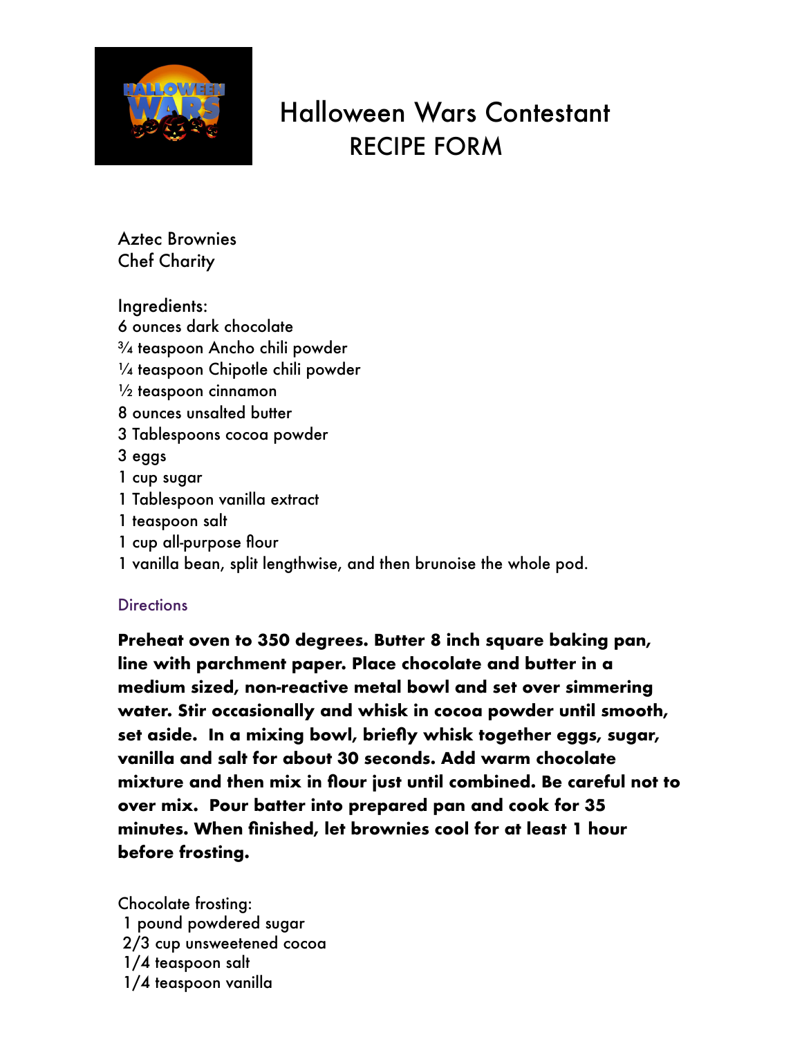# Halloween Wars Contestant RECIPE FORM

Aztec Brownies
Chef Charity

Ingredients:
6 ounces dark chocolate
¾ teaspoon Ancho chili powder
¼ teaspoon Chipotle chili powder
½ teaspoon cinnamon
8 ounces unsalted butter
3 Tablespoons cocoa powder
3 eggs
1 cup sugar
1 Tablespoon vanilla extract
1 teaspoon salt
1 cup all-purpose flour
1 vanilla bean, split lengthwise, and then brunoise the whole pod.

## Directions

**Preheat oven to 350 degrees. Butter 8 inch square baking pan, line with parchment paper. Place chocolate and butter in a medium sized, non-reactive metal bowl and set over simmering water. Stir occasionally and whisk in cocoa powder until smooth, set aside. In a mixing bowl, briefly whisk together eggs, sugar, vanilla and salt for about 30 seconds. Add warm chocolate mixture and then mix in flour just until combined. Be careful not to over mix. Pour batter into prepared pan and cook for 35 minutes. When finished, let brownies cool for at least 1 hour before frosting.**

Chocolate frosting:
1 pound powdered sugar
2/3 cup unsweetened cocoa
1/4 teaspoon salt
1/4 teaspoon vanilla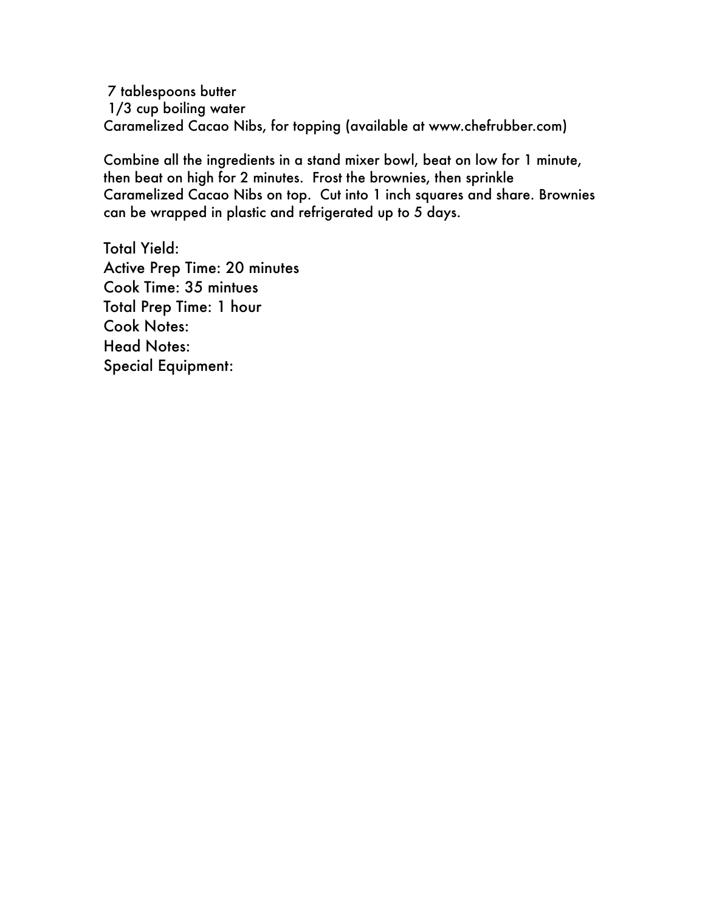7 tablespoons butter
1/3 cup boiling water
Caramelized Cacao Nibs, for topping (available at www.chefrubber.com)

Combine all the ingredients in a stand mixer bowl, beat on low for 1 minute, then beat on high for 2 minutes. Frost the brownies, then sprinkle Caramelized Cacao Nibs on top. Cut into 1 inch squares and share. Brownies can be wrapped in plastic and refrigerated up to 5 days.

Total Yield:
Active Prep Time: 20 minutes
Cook Time: 35 mintues
Total Prep Time: 1 hour
Cook Notes:
Head Notes:
Special Equipment: